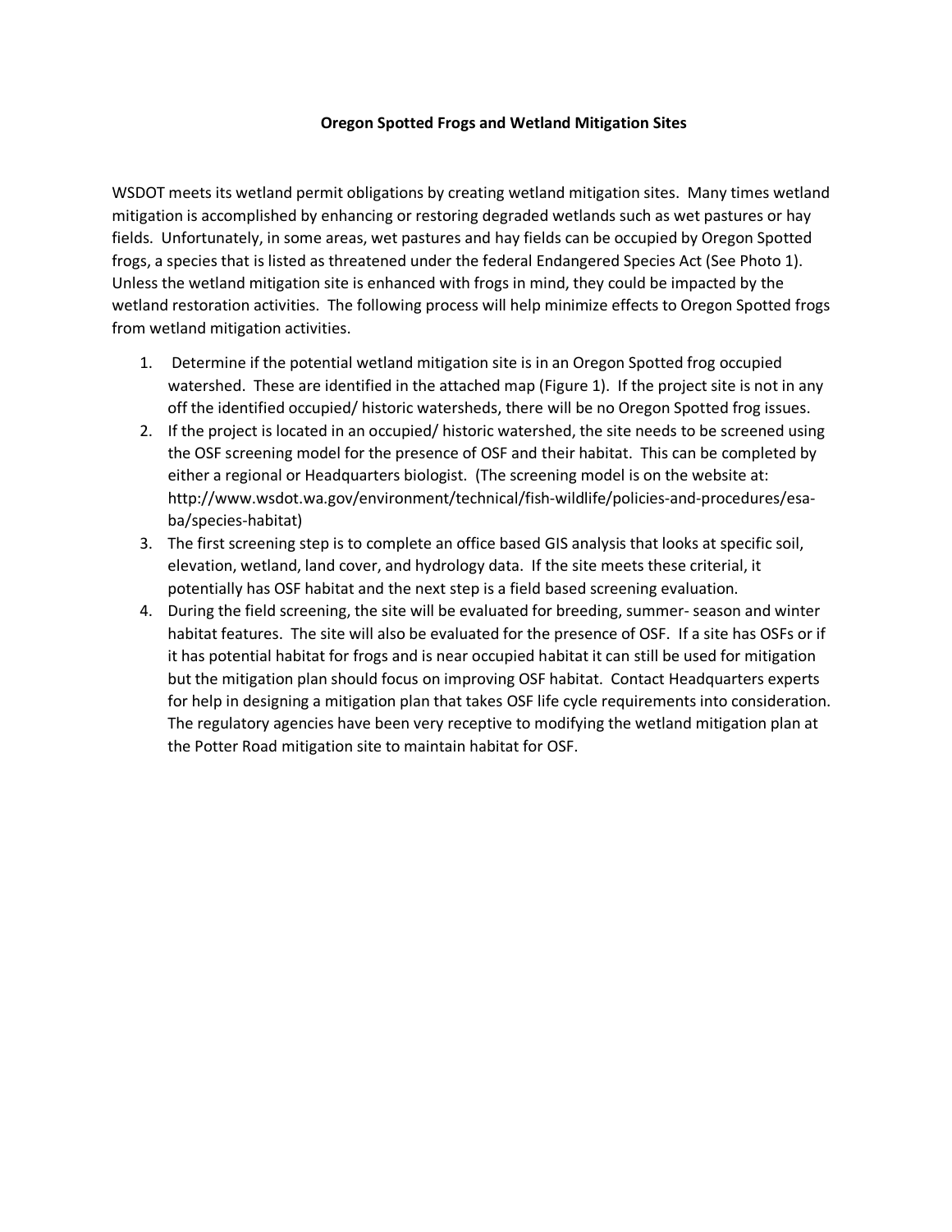**Oregon Spotted Frogs and Wetland Mitigation Sites**

WSDOT meets its wetland permit obligations by creating wetland mitigation sites. Many times wetland mitigation is accomplished by enhancing or restoring degraded wetlands such as wet pastures or hay fields. Unfortunately, in some areas, wet pastures and hay fields can be occupied by Oregon Spotted frogs, a species that is listed as threatened under the federal Endangered Species Act (See Photo 1). Unless the wetland mitigation site is enhanced with frogs in mind, they could be impacted by the wetland restoration activities. The following process will help minimize effects to Oregon Spotted frogs from wetland mitigation activities.

1. Determine if the potential wetland mitigation site is in an Oregon Spotted frog occupied watershed. These are identified in the attached map (Figure 1). If the project site is not in any off the identified occupied/ historic watersheds, there will be no Oregon Spotted frog issues.
2. If the project is located in an occupied/ historic watershed, the site needs to be screened using the OSF screening model for the presence of OSF and their habitat. This can be completed by either a regional or Headquarters biologist. (The screening model is on the website at: http://www.wsdot.wa.gov/environment/technical/fish-wildlife/policies-and-procedures/esa-ba/species-habitat)
3. The first screening step is to complete an office based GIS analysis that looks at specific soil, elevation, wetland, land cover, and hydrology data. If the site meets these criterial, it potentially has OSF habitat and the next step is a field based screening evaluation.
4. During the field screening, the site will be evaluated for breeding, summer- season and winter habitat features. The site will also be evaluated for the presence of OSF. If a site has OSFs or if it has potential habitat for frogs and is near occupied habitat it can still be used for mitigation but the mitigation plan should focus on improving OSF habitat. Contact Headquarters experts for help in designing a mitigation plan that takes OSF life cycle requirements into consideration. The regulatory agencies have been very receptive to modifying the wetland mitigation plan at the Potter Road mitigation site to maintain habitat for OSF.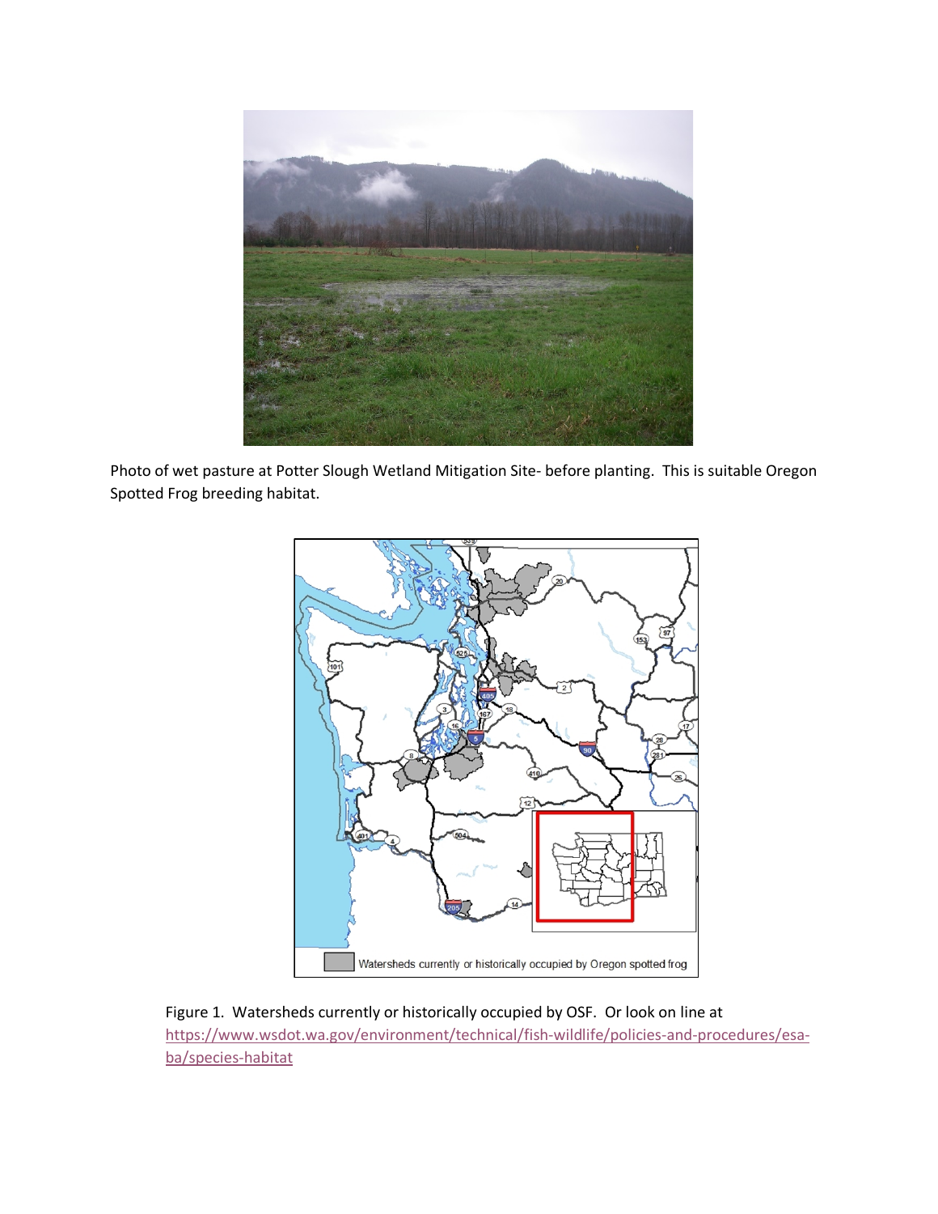Photo of wet pasture at Potter Slough Wetland Mitigation Site- before planting. This is suitable Oregon Spotted Frog breeding habitat.

Watersheds currently or historically occupied by Oregon spotted frog

Figure 1. Watersheds currently or historically occupied by OSF. Or look on line at https://www.wsdot.wa.gov/environment/technical/fish-wildlife/policies-and-procedures/esa-ba/species-habitat